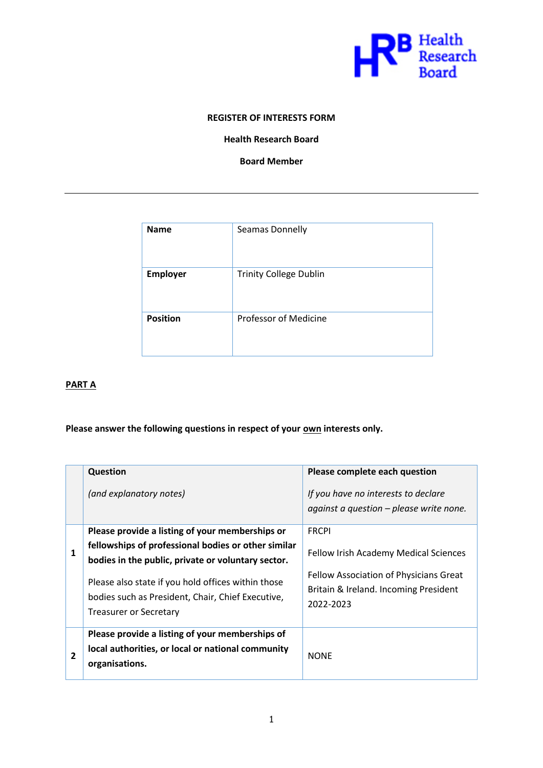**REGISTER OF INTERESTS FORM**

**Health Research Board**

**Board Member**

---

| **Name** | Seamas Donnelly |
|---|---|
| **Employer** | Trinity College Dublin |
| **Position** | Professor of Medicine |

## PART A

**Please answer the following questions in respect of your own interests only.**

| | **Question**<br>*(and explanatory notes)* | **Please complete each question**<br>*If you have no interests to declare against a question – please write none.* |
|---|---|---|
| **1** | **Please provide a listing of your memberships or fellowships of professional bodies or other similar bodies in the public, private or voluntary sector.**<br>Please also state if you hold offices within those bodies such as President, Chair, Chief Executive, Treasurer or Secretary | FRCPI<br>Fellow Irish Academy Medical Sciences<br>Fellow Association of Physicians Great Britain & Ireland. Incoming President 2022-2023 |
| **2** | **Please provide a listing of your memberships of local authorities, or local or national community organisations.** | NONE |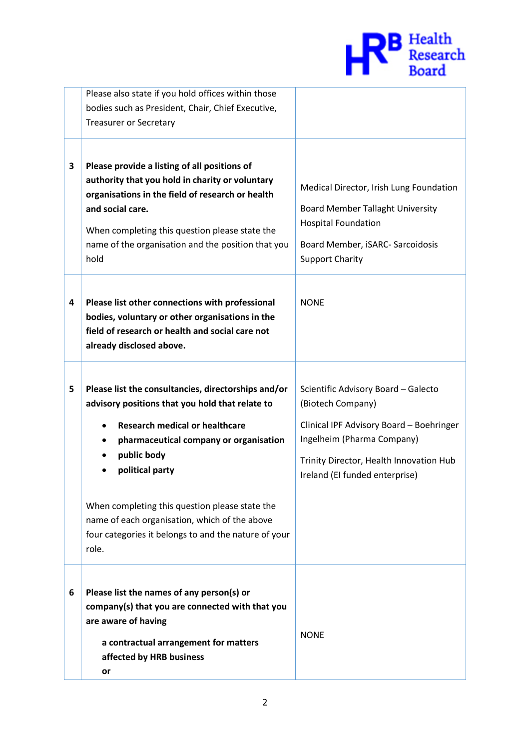| | | |
|---|---|---|
| | Please also state if you hold offices within those bodies such as President, Chair, Chief Executive, Treasurer or Secretary | |
| **3** | **Please provide a listing of all positions of authority that you hold in charity or voluntary organisations in the field of research or health and social care.**<br><br>When completing this question please state the name of the organisation and the position that you hold | Medical Director, Irish Lung Foundation<br><br>Board Member Tallaght University Hospital Foundation<br><br>Board Member, iSARC- Sarcoidosis Support Charity |
| **4** | **Please list other connections with professional bodies, voluntary or other organisations in the field of research or health and social care not already disclosed above.** | NONE |
| **5** | **Please list the consultancies, directorships and/or advisory positions that you hold that relate to**<br><br>• **Research medical or healthcare**<br>• **pharmaceutical company or organisation**<br>• **public body**<br>• **political party**<br><br>When completing this question please state the name of each organisation, which of the above four categories it belongs to and the nature of your role. | Scientific Advisory Board – Galecto (Biotech Company)<br><br>Clinical IPF Advisory Board – Boehringer Ingelheim (Pharma Company)<br><br>Trinity Director, Health Innovation Hub Ireland (EI funded enterprise) |
| **6** | **Please list the names of any person(s) or company(s) that you are connected with that you are aware of having**<br><br>**a contractual arrangement for matters affected by HRB business**<br>**or** | NONE |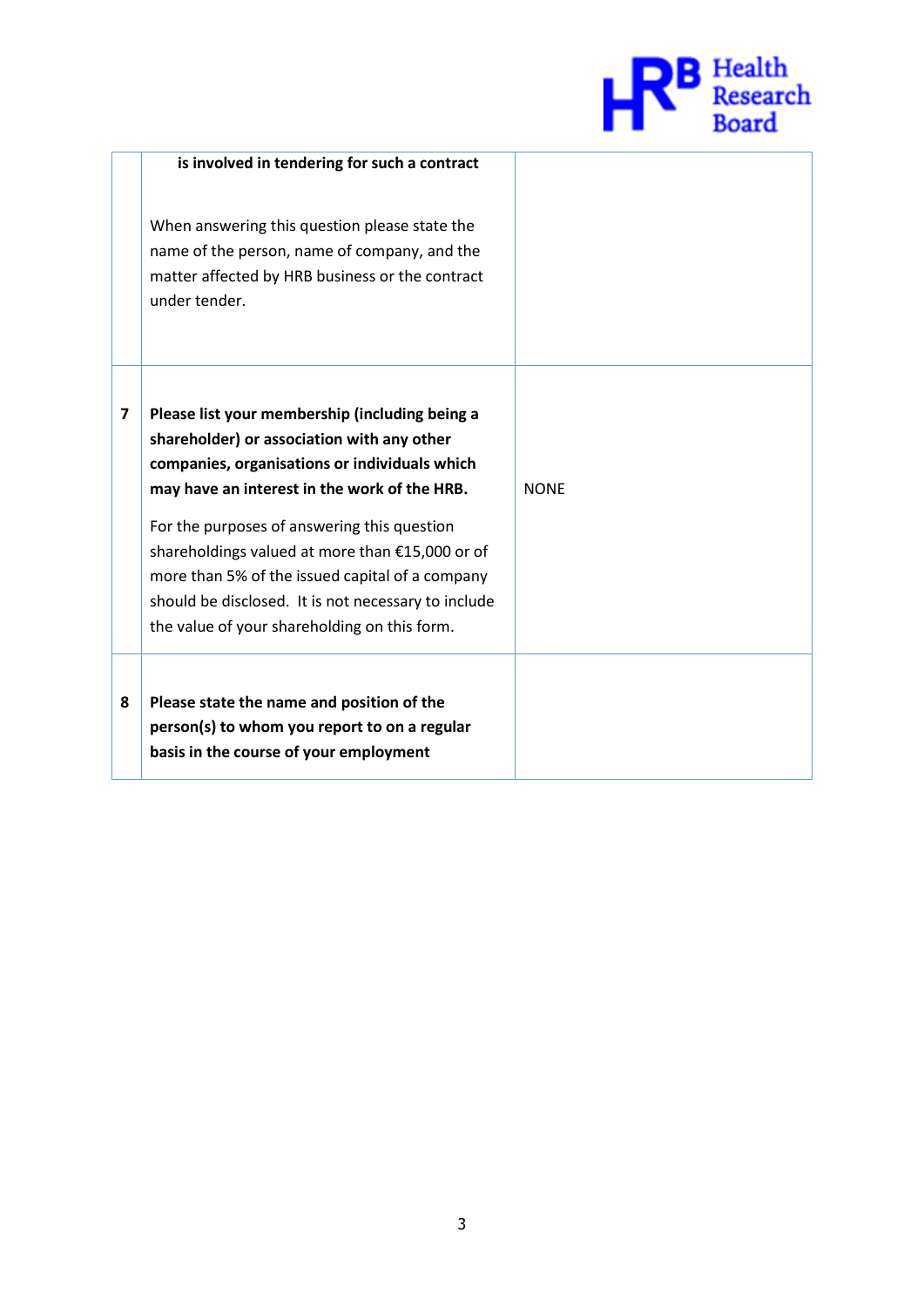| | | |
|---|---|---|
| | **is involved in tendering for such a contract**<br><br>When answering this question please state the name of the person, name of company, and the matter affected by HRB business or the contract under tender. | |
| **7** | **Please list your membership (including being a shareholder) or association with any other companies, organisations or individuals which may have an interest in the work of the HRB.**<br><br>For the purposes of answering this question shareholdings valued at more than €15,000 or of more than 5% of the issued capital of a company should be disclosed. It is not necessary to include the value of your shareholding on this form. | NONE |
| **8** | **Please state the name and position of the person(s) to whom you report to on a regular basis in the course of your employment** | |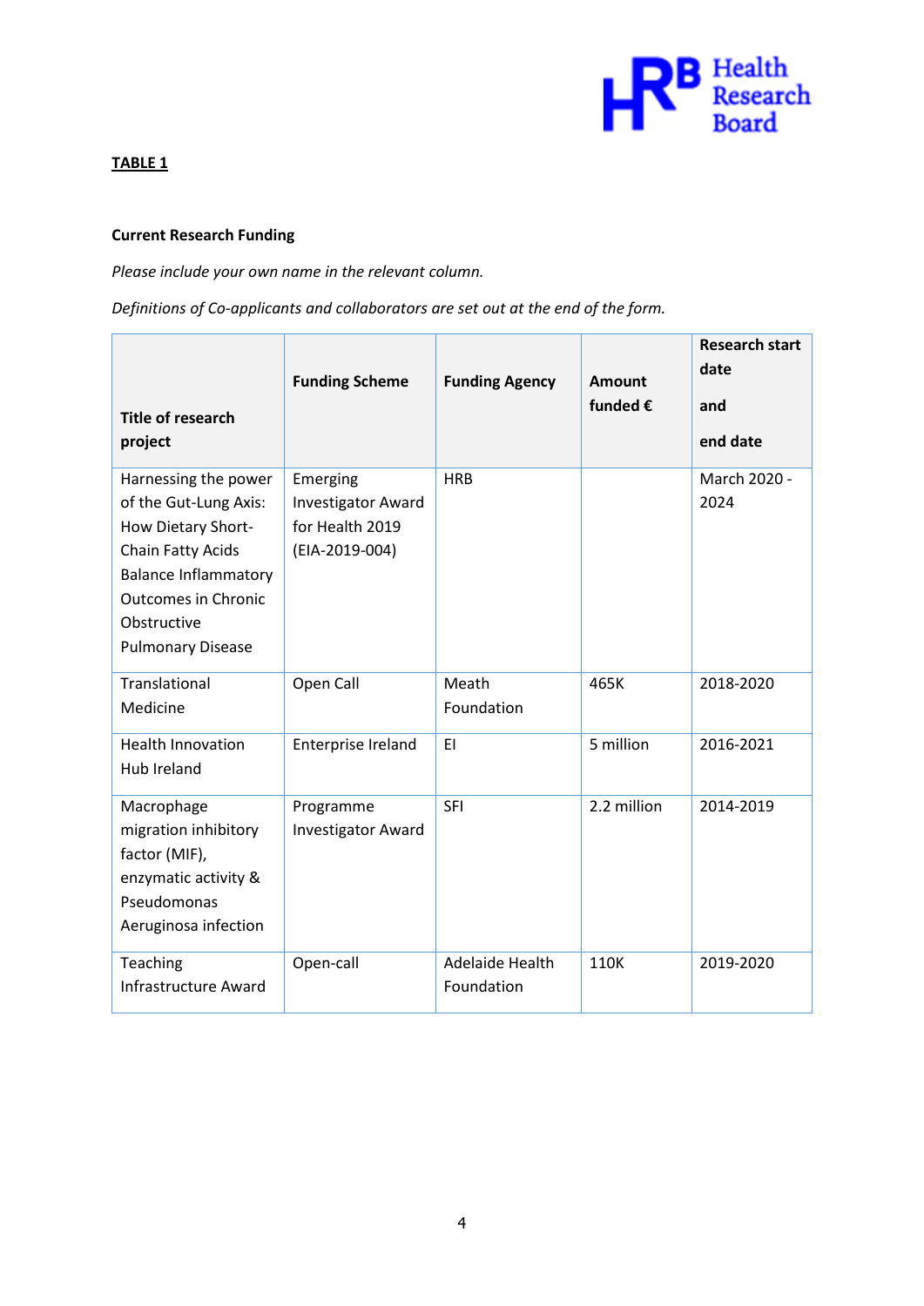**TABLE 1**

**Current Research Funding**

*Please include your own name in the relevant column.*

*Definitions of Co-applicants and collaborators are set out at the end of the form.*

| Title of research project | Funding Scheme | Funding Agency | Amount funded € | Research start date and end date |
|---|---|---|---|---|
| Harnessing the power of the Gut-Lung Axis: How Dietary Short-Chain Fatty Acids Balance Inflammatory Outcomes in Chronic Obstructive Pulmonary Disease | Emerging Investigator Award for Health 2019 (EIA-2019-004) | HRB | | March 2020 - 2024 |
| Translational Medicine | Open Call | Meath Foundation | 465K | 2018-2020 |
| Health Innovation Hub Ireland | Enterprise Ireland | EI | 5 million | 2016-2021 |
| Macrophage migration inhibitory factor (MIF), enzymatic activity & Pseudomonas Aeruginosa infection | Programme Investigator Award | SFI | 2.2 million | 2014-2019 |
| Teaching Infrastructure Award | Open-call | Adelaide Health Foundation | 110K | 2019-2020 |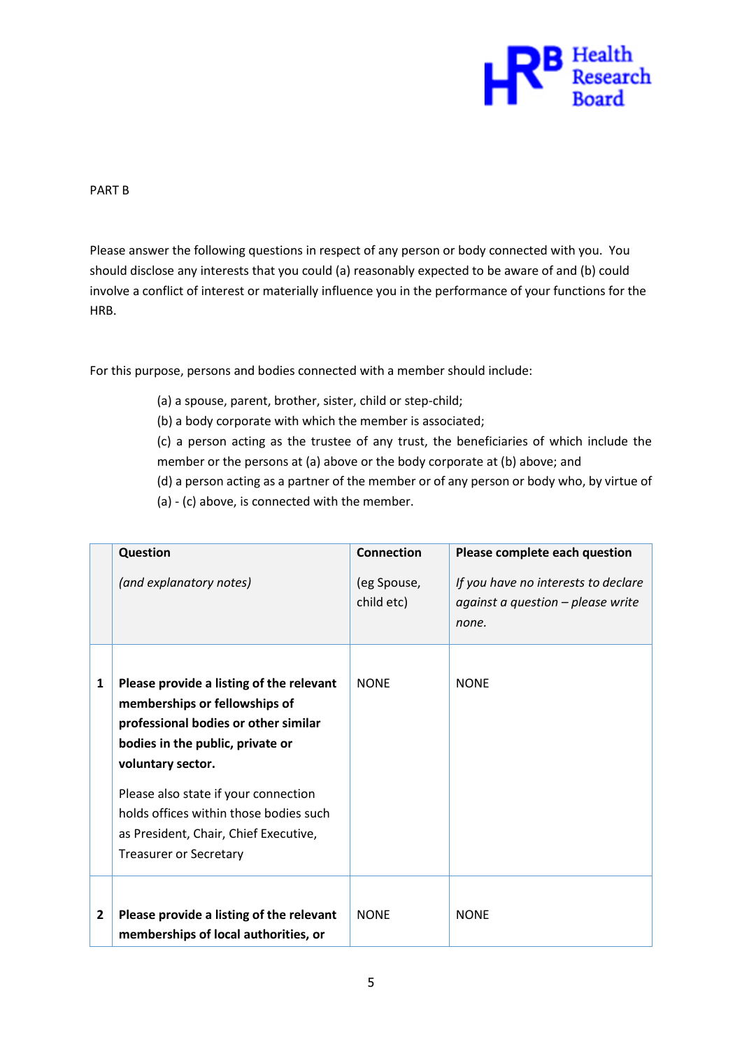PART B

Please answer the following questions in respect of any person or body connected with you. You should disclose any interests that you could (a) reasonably expected to be aware of and (b) could involve a conflict of interest or materially influence you in the performance of your functions for the HRB.

For this purpose, persons and bodies connected with a member should include:

(a) a spouse, parent, brother, sister, child or step-child;
(b) a body corporate with which the member is associated;
(c) a person acting as the trustee of any trust, the beneficiaries of which include the member or the persons at (a) above or the body corporate at (b) above; and
(d) a person acting as a partner of the member or of any person or body who, by virtue of (a) - (c) above, is connected with the member.

| | **Question**<br><br>*(and explanatory notes)* | **Connection**<br><br>(eg Spouse, child etc) | **Please complete each question**<br><br>*If you have no interests to declare against a question – please write none.* |
|---|---|---|---|
| **1** | **Please provide a listing of the relevant memberships or fellowships of professional bodies or other similar bodies in the public, private or voluntary sector.**<br><br>Please also state if your connection holds offices within those bodies such as President, Chair, Chief Executive, Treasurer or Secretary | NONE | NONE |
| **2** | **Please provide a listing of the relevant memberships of local authorities, or** | NONE | NONE |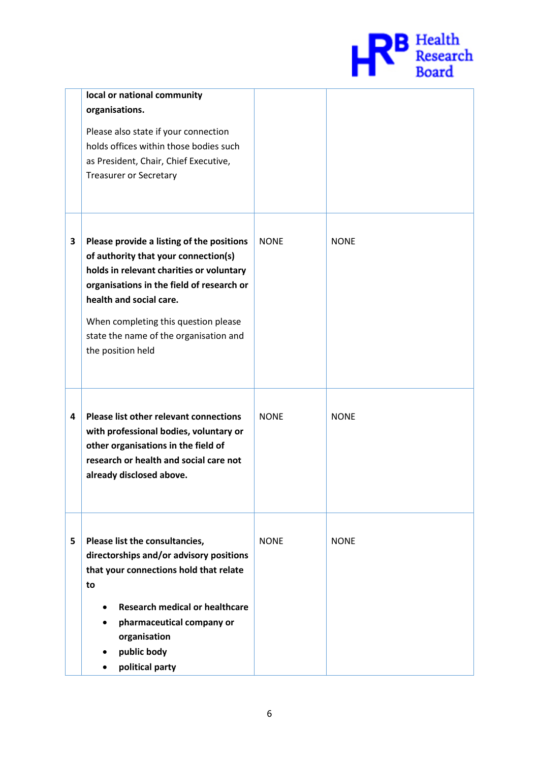| | | | |
|---|---|---|---|
| | **local or national community organisations.**<br><br>Please also state if your connection holds offices within those bodies such as President, Chair, Chief Executive, Treasurer or Secretary | | |
| **3** | **Please provide a listing of the positions of authority that your connection(s) holds in relevant charities or voluntary organisations in the field of research or health and social care.**<br><br>When completing this question please state the name of the organisation and the position held | NONE | NONE |
| **4** | **Please list other relevant connections with professional bodies, voluntary or other organisations in the field of research or health and social care not already disclosed above.** | NONE | NONE |
| **5** | **Please list the consultancies, directorships and/or advisory positions that your connections hold that relate to**<br><br>• **Research medical or healthcare**<br>• **pharmaceutical company or organisation**<br>• **public body**<br>• **political party** | NONE | NONE |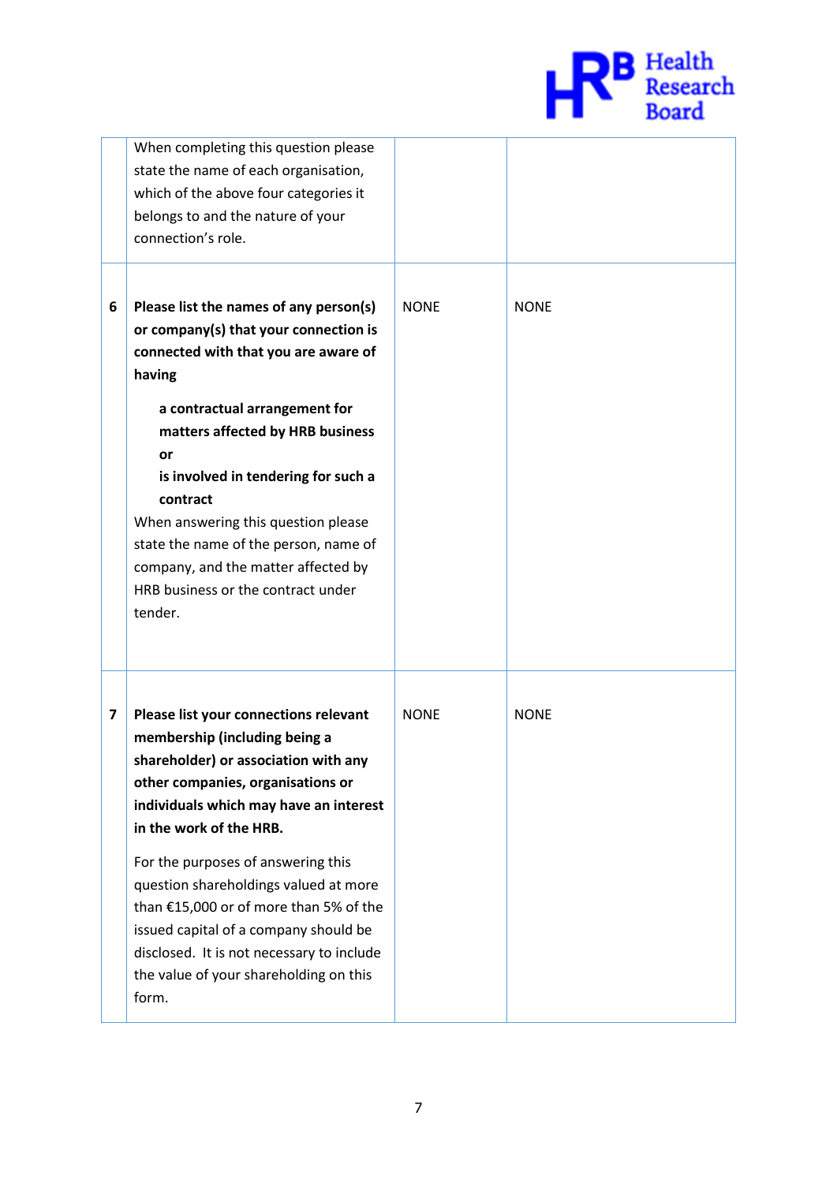| | | | |
|---|---|---|---|
| | When completing this question please state the name of each organisation, which of the above four categories it belongs to and the nature of your connection's role. | | |
| **6** | **Please list the names of any person(s) or company(s) that your connection is connected with that you are aware of having**<br><br>**a contractual arrangement for matters affected by HRB business**<br>**or**<br>**is involved in tendering for such a contract**<br><br>When answering this question please state the name of the person, name of company, and the matter affected by HRB business or the contract under tender. | NONE | NONE |
| **7** | **Please list your connections relevant membership (including being a shareholder) or association with any other companies, organisations or individuals which may have an interest in the work of the HRB.**<br><br>For the purposes of answering this question shareholdings valued at more than €15,000 or of more than 5% of the issued capital of a company should be disclosed. It is not necessary to include the value of your shareholding on this form. | NONE | NONE |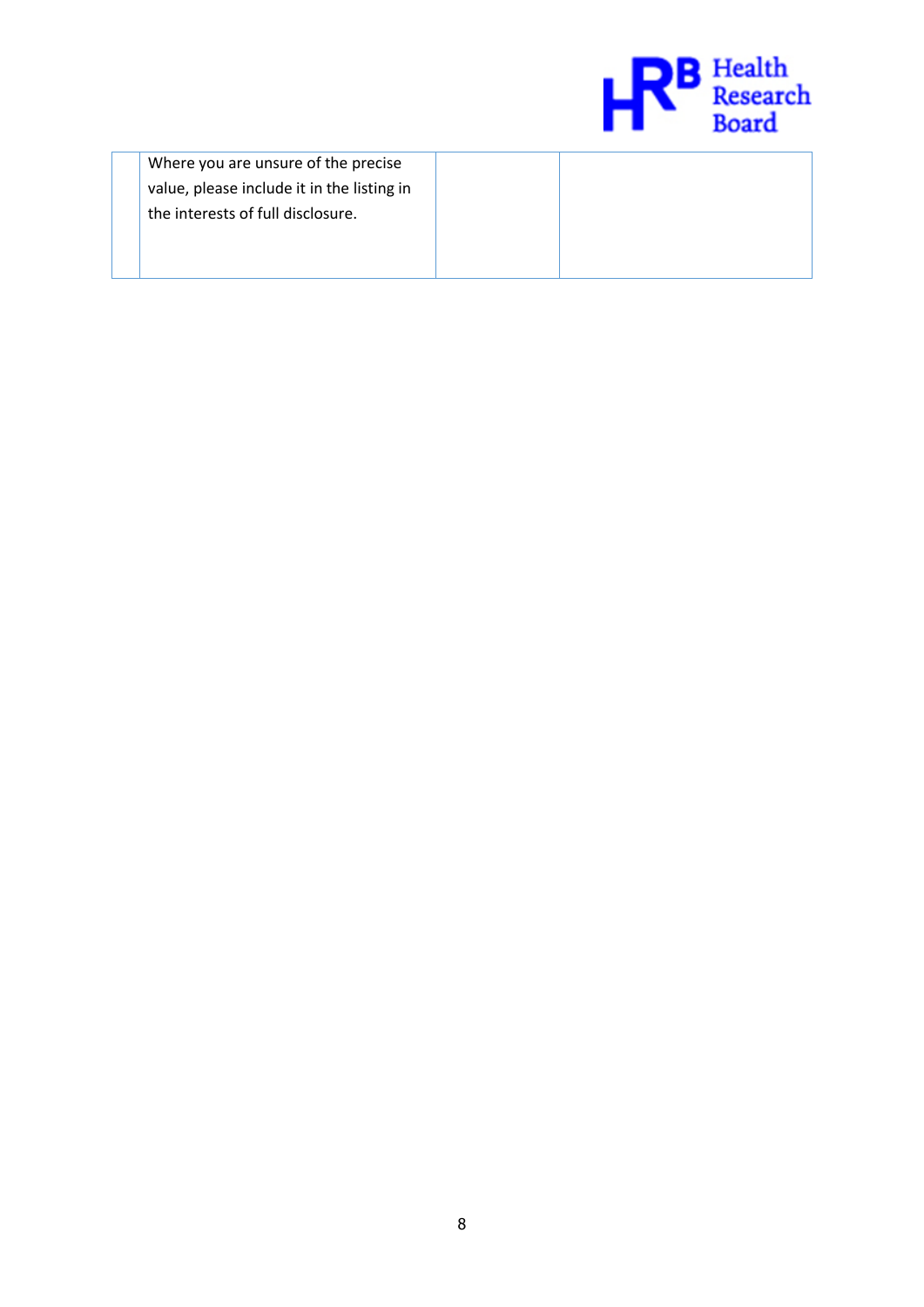|  |  |  |  |
|---|---|---|---|
|  | Where you are unsure of the precise value, please include it in the listing in the interests of full disclosure. |  |  |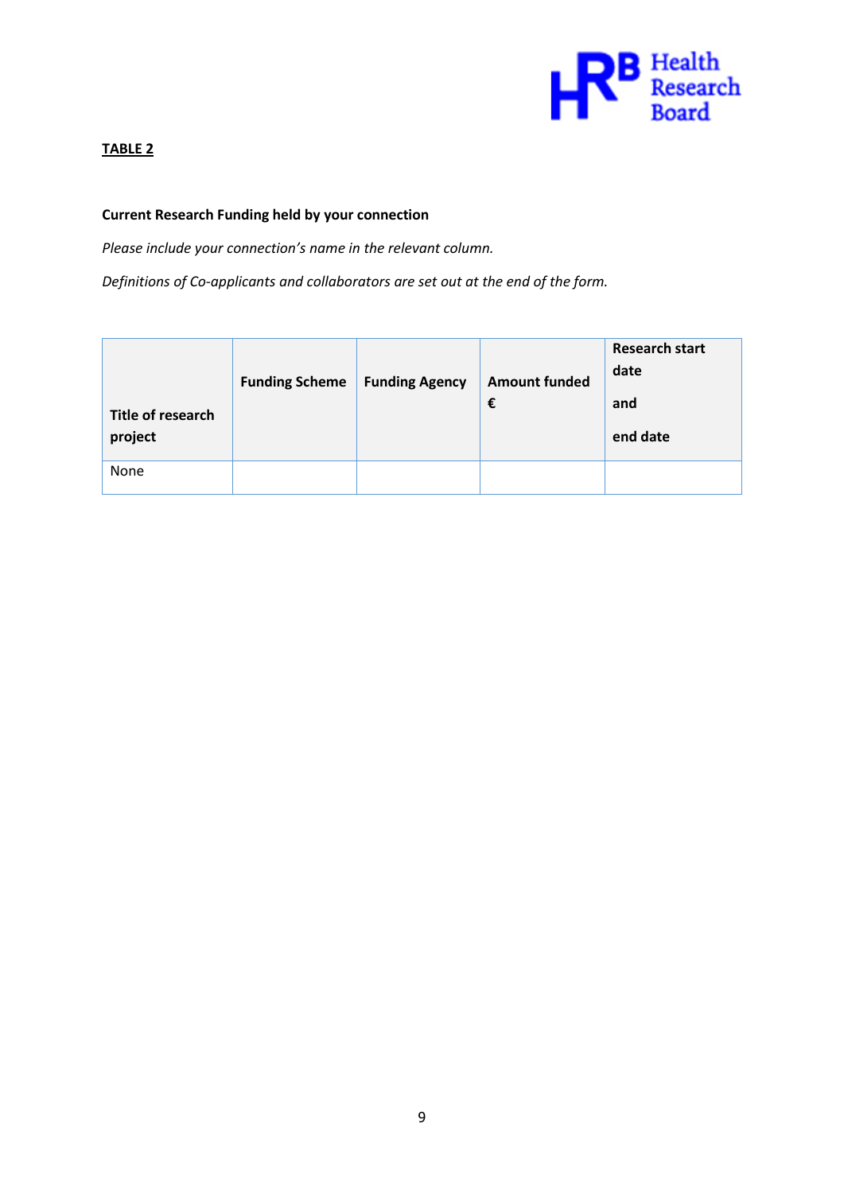**TABLE 2**

**Current Research Funding held by your connection**

*Please include your connection's name in the relevant column.*

*Definitions of Co-applicants and collaborators are set out at the end of the form.*

| Title of research project | Funding Scheme | Funding Agency | Amount funded € | Research start date and end date |
|---|---|---|---|---|
| None | | | | |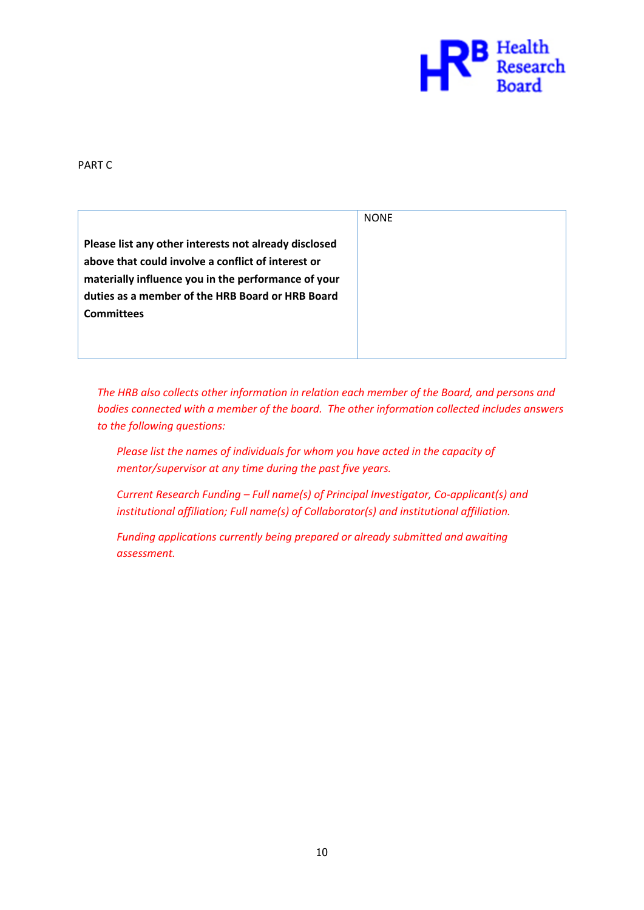PART C

| | |
|---|---|
| **Please list any other interests not already disclosed above that could involve a conflict of interest or materially influence you in the performance of your duties as a member of the HRB Board or HRB Board Committees** | NONE |

*The HRB also collects other information in relation each member of the Board, and persons and bodies connected with a member of the board. The other information collected includes answers to the following questions:*

> *Please list the names of individuals for whom you have acted in the capacity of mentor/supervisor at any time during the past five years.*
>
> *Current Research Funding – Full name(s) of Principal Investigator, Co-applicant(s) and institutional affiliation; Full name(s) of Collaborator(s) and institutional affiliation.*
>
> *Funding applications currently being prepared or already submitted and awaiting assessment.*